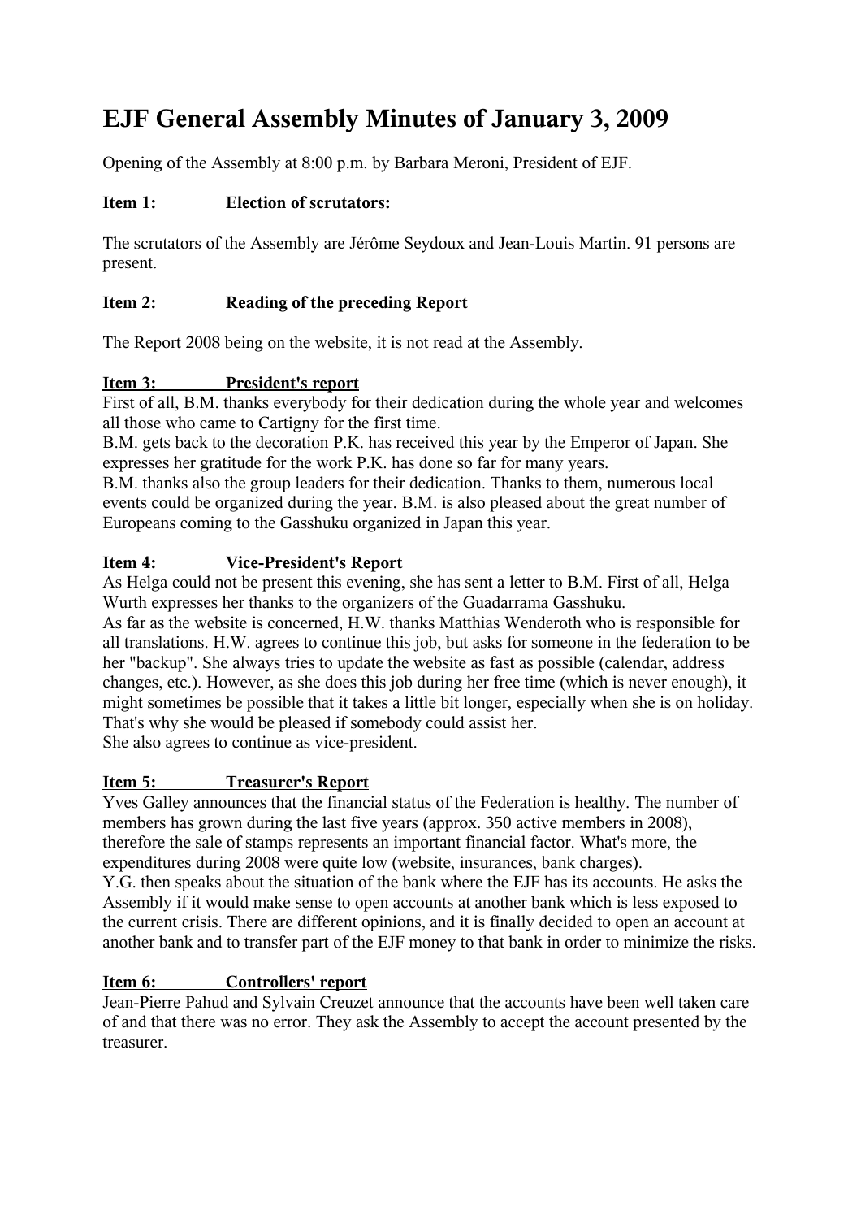# EJF General Assembly Minutes of January 3, 2009

Opening of the Assembly at 8:00 p.m. by Barbara Meroni, President of EJF.

## Item 1: Election of scrutators:

The scrutators of the Assembly are Jérôme Seydoux and Jean-Louis Martin. 91 persons are present.

## Item 2: Reading of the preceding Report

The Report 2008 being on the website, it is not read at the Assembly.

## Item 3: President's report

First of all, B.M. thanks everybody for their dedication during the whole year and welcomes all those who came to Cartigny for the first time.

B.M. gets back to the decoration P.K. has received this year by the Emperor of Japan. She expresses her gratitude for the work P.K. has done so far for many years.

B.M. thanks also the group leaders for their dedication. Thanks to them, numerous local events could be organized during the year. B.M. is also pleased about the great number of Europeans coming to the Gasshuku organized in Japan this year.

## Item 4: Vice-President's Report

As Helga could not be present this evening, she has sent a letter to B.M. First of all, Helga Wurth expresses her thanks to the organizers of the Guadarrama Gasshuku.

As far as the website is concerned, H.W. thanks Matthias Wenderoth who is responsible for all translations. H.W. agrees to continue this job, but asks for someone in the federation to be her "backup". She always tries to update the website as fast as possible (calendar, address changes, etc.). However, as she does this job during her free time (which is never enough), it might sometimes be possible that it takes a little bit longer, especially when she is on holiday. That's why she would be pleased if somebody could assist her.

She also agrees to continue as vice-president.

## Item 5: Treasurer's Report

Yves Galley announces that the financial status of the Federation is healthy. The number of members has grown during the last five years (approx. 350 active members in 2008), therefore the sale of stamps represents an important financial factor. What's more, the expenditures during 2008 were quite low (website, insurances, bank charges).

Y.G. then speaks about the situation of the bank where the EJF has its accounts. He asks the Assembly if it would make sense to open accounts at another bank which is less exposed to the current crisis. There are different opinions, and it is finally decided to open an account at another bank and to transfer part of the EJF money to that bank in order to minimize the risks.

## Item 6: Controllers' report

Jean-Pierre Pahud and Sylvain Creuzet announce that the accounts have been well taken care of and that there was no error. They ask the Assembly to accept the account presented by the treasurer.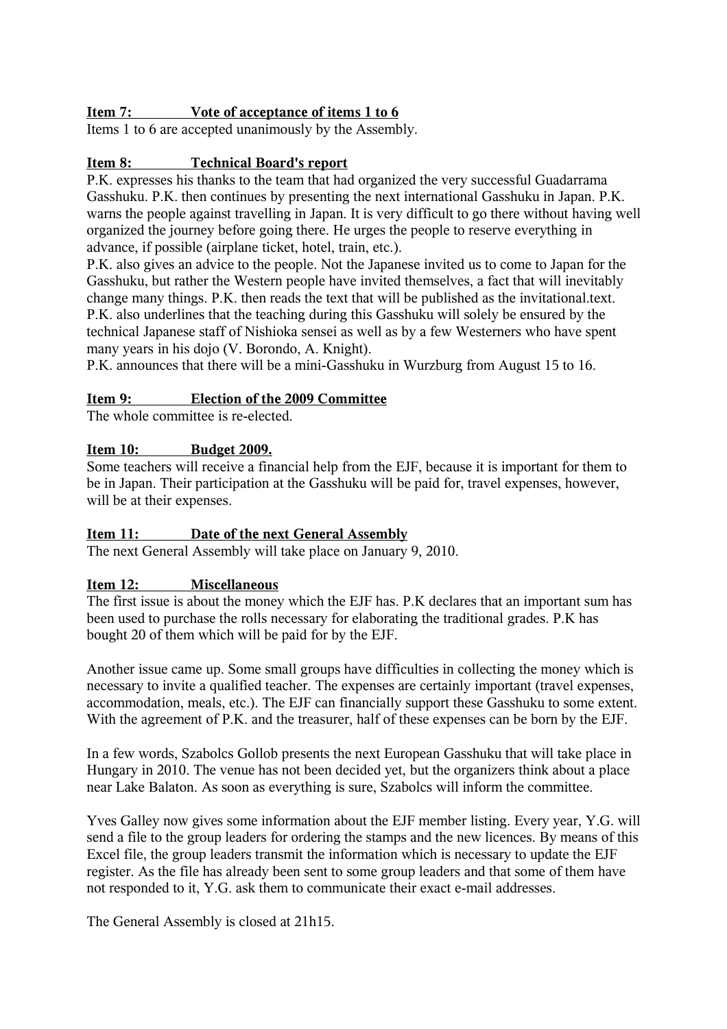**Item 7: Vote of acceptance of items 1 to 6**

Items 1 to 6 are accepted unanimously by the Assembly.

**Item 8: Technical Board's report**

P.K. expresses his thanks to the team that had organized the very successful Guadarrama Gasshuku. P.K. then continues by presenting the next international Gasshuku in Japan. P.K. warns the people against travelling in Japan. It is very difficult to go there without having well organized the journey before going there. He urges the people to reserve everything in advance, if possible (airplane ticket, hotel, train, etc.).

P.K. also gives an advice to the people. Not the Japanese invited us to come to Japan for the Gasshuku, but rather the Western people have invited themselves, a fact that will inevitably change many things. P.K. then reads the text that will be published as the invitational.text. P.K. also underlines that the teaching during this Gasshuku will solely be ensured by the technical Japanese staff of Nishioka sensei as well as by a few Westerners who have spent many years in his dojo (V. Borondo, A. Knight).

P.K. announces that there will be a mini-Gasshuku in Wurzburg from August 15 to 16.

**Item 9: Election of the 2009 Committee**

The whole committee is re-elected.

**Item 10: Budget 2009.**

Some teachers will receive a financial help from the EJF, because it is important for them to be in Japan. Their participation at the Gasshuku will be paid for, travel expenses, however, will be at their expenses.

**Item 11: Date of the next General Assembly**

The next General Assembly will take place on January 9, 2010.

**Item 12: Miscellaneous**

The first issue is about the money which the EJF has. P.K declares that an important sum has been used to purchase the rolls necessary for elaborating the traditional grades. P.K has bought 20 of them which will be paid for by the EJF.

Another issue came up. Some small groups have difficulties in collecting the money which is necessary to invite a qualified teacher. The expenses are certainly important (travel expenses, accommodation, meals, etc.). The EJF can financially support these Gasshuku to some extent. With the agreement of P.K. and the treasurer, half of these expenses can be born by the EJF.

In a few words, Szabolcs Gollob presents the next European Gasshuku that will take place in Hungary in 2010. The venue has not been decided yet, but the organizers think about a place near Lake Balaton. As soon as everything is sure, Szabolcs will inform the committee.

Yves Galley now gives some information about the EJF member listing. Every year, Y.G. will send a file to the group leaders for ordering the stamps and the new licences. By means of this Excel file, the group leaders transmit the information which is necessary to update the EJF register. As the file has already been sent to some group leaders and that some of them have not responded to it, Y.G. ask them to communicate their exact e-mail addresses.

The General Assembly is closed at 21h15.